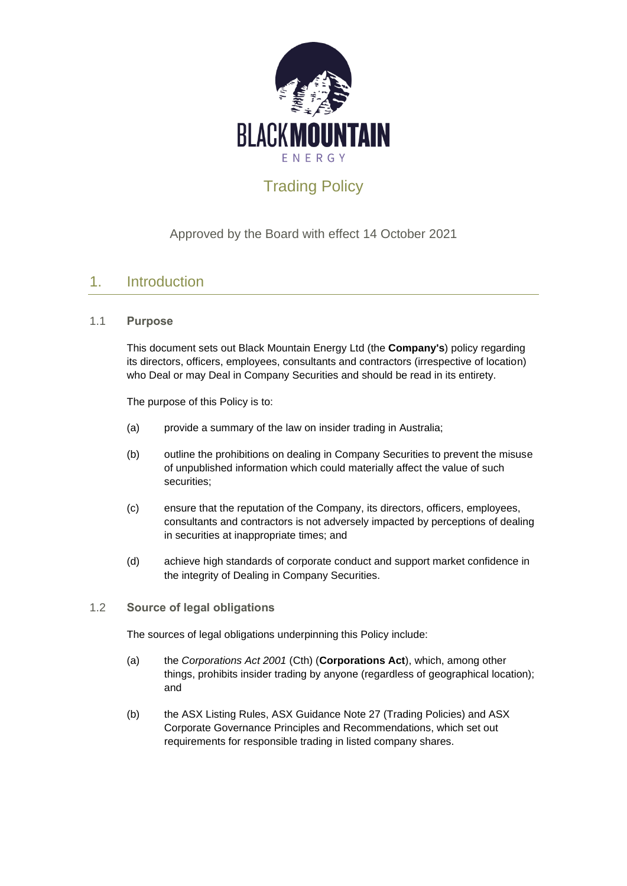# Trading Policy

Approved by the Board with effect 14 October 2021

## 1. Introduction

### 1.1 Purpose

This document sets out Black Mountain Energy Ltd (the **Company's**) policy regarding its directors, officers, employees, consultants and contractors (irrespective of location) who Deal or may Deal in Company Securities and should be read in its entirety.

The purpose of this Policy is to:

(a) provide a summary of the law on insider trading in Australia;

(b) outline the prohibitions on dealing in Company Securities to prevent the misuse of unpublished information which could materially affect the value of such securities;

(c) ensure that the reputation of the Company, its directors, officers, employees, consultants and contractors is not adversely impacted by perceptions of dealing in securities at inappropriate times; and

(d) achieve high standards of corporate conduct and support market confidence in the integrity of Dealing in Company Securities.

### 1.2 Source of legal obligations

The sources of legal obligations underpinning this Policy include:

(a) the *Corporations Act 2001* (Cth) (**Corporations Act**), which, among other things, prohibits insider trading by anyone (regardless of geographical location); and

(b) the ASX Listing Rules, ASX Guidance Note 27 (Trading Policies) and ASX Corporate Governance Principles and Recommendations, which set out requirements for responsible trading in listed company shares.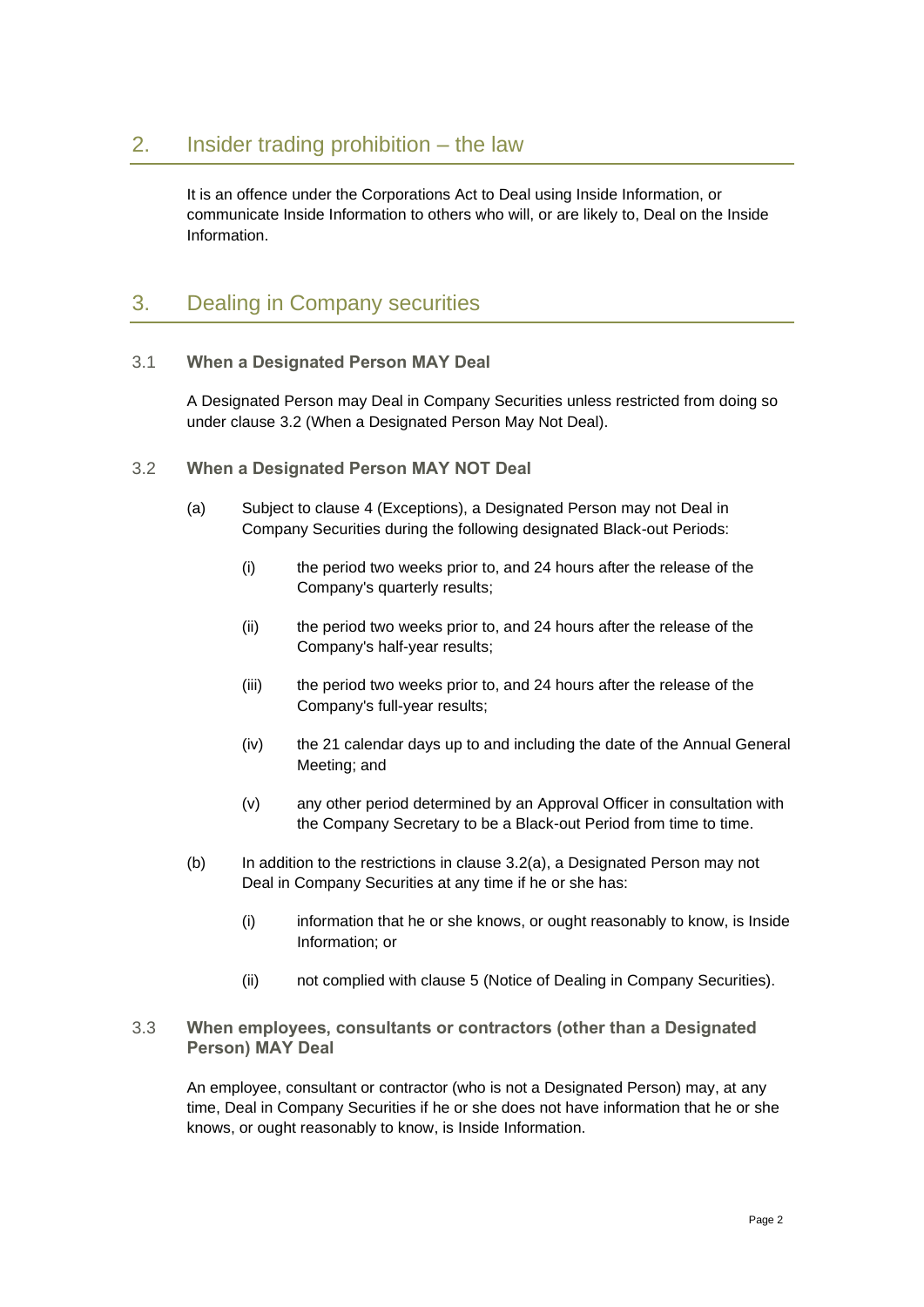## 2. Insider trading prohibition – the law

It is an offence under the Corporations Act to Deal using Inside Information, or communicate Inside Information to others who will, or are likely to, Deal on the Inside Information.

## 3. Dealing in Company securities

### 3.1 When a Designated Person MAY Deal

A Designated Person may Deal in Company Securities unless restricted from doing so under clause 3.2 (When a Designated Person May Not Deal).

### 3.2 When a Designated Person MAY NOT Deal

(a) Subject to clause 4 (Exceptions), a Designated Person may not Deal in Company Securities during the following designated Black-out Periods:

   (i) the period two weeks prior to, and 24 hours after the release of the Company's quarterly results;

   (ii) the period two weeks prior to, and 24 hours after the release of the Company's half-year results;

   (iii) the period two weeks prior to, and 24 hours after the release of the Company's full-year results;

   (iv) the 21 calendar days up to and including the date of the Annual General Meeting; and

   (v) any other period determined by an Approval Officer in consultation with the Company Secretary to be a Black-out Period from time to time.

(b) In addition to the restrictions in clause 3.2(a), a Designated Person may not Deal in Company Securities at any time if he or she has:

   (i) information that he or she knows, or ought reasonably to know, is Inside Information; or

   (ii) not complied with clause 5 (Notice of Dealing in Company Securities).

### 3.3 When employees, consultants or contractors (other than a Designated Person) MAY Deal

An employee, consultant or contractor (who is not a Designated Person) may, at any time, Deal in Company Securities if he or she does not have information that he or she knows, or ought reasonably to know, is Inside Information.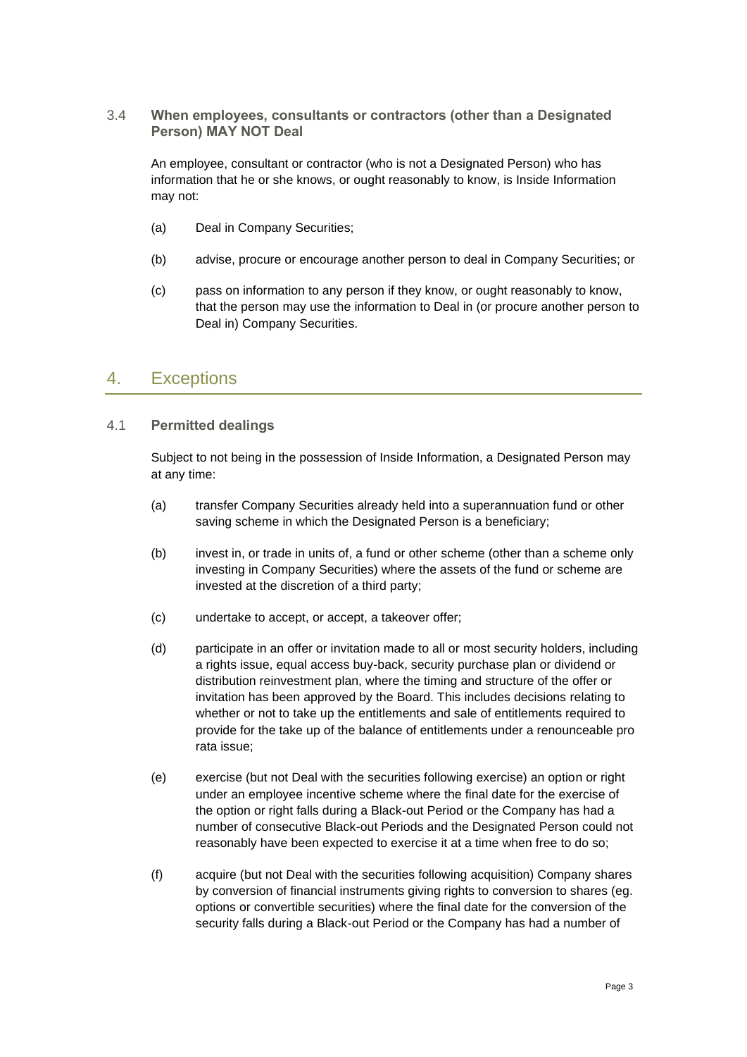### 3.4 When employees, consultants or contractors (other than a Designated Person) MAY NOT Deal

An employee, consultant or contractor (who is not a Designated Person) who has information that he or she knows, or ought reasonably to know, is Inside Information may not:

(a) Deal in Company Securities;

(b) advise, procure or encourage another person to deal in Company Securities; or

(c) pass on information to any person if they know, or ought reasonably to know, that the person may use the information to Deal in (or procure another person to Deal in) Company Securities.

## 4. Exceptions

### 4.1 Permitted dealings

Subject to not being in the possession of Inside Information, a Designated Person may at any time:

(a) transfer Company Securities already held into a superannuation fund or other saving scheme in which the Designated Person is a beneficiary;

(b) invest in, or trade in units of, a fund or other scheme (other than a scheme only investing in Company Securities) where the assets of the fund or scheme are invested at the discretion of a third party;

(c) undertake to accept, or accept, a takeover offer;

(d) participate in an offer or invitation made to all or most security holders, including a rights issue, equal access buy-back, security purchase plan or dividend or distribution reinvestment plan, where the timing and structure of the offer or invitation has been approved by the Board. This includes decisions relating to whether or not to take up the entitlements and sale of entitlements required to provide for the take up of the balance of entitlements under a renounceable pro rata issue;

(e) exercise (but not Deal with the securities following exercise) an option or right under an employee incentive scheme where the final date for the exercise of the option or right falls during a Black-out Period or the Company has had a number of consecutive Black-out Periods and the Designated Person could not reasonably have been expected to exercise it at a time when free to do so;

(f) acquire (but not Deal with the securities following acquisition) Company shares by conversion of financial instruments giving rights to conversion to shares (eg. options or convertible securities) where the final date for the conversion of the security falls during a Black-out Period or the Company has had a number of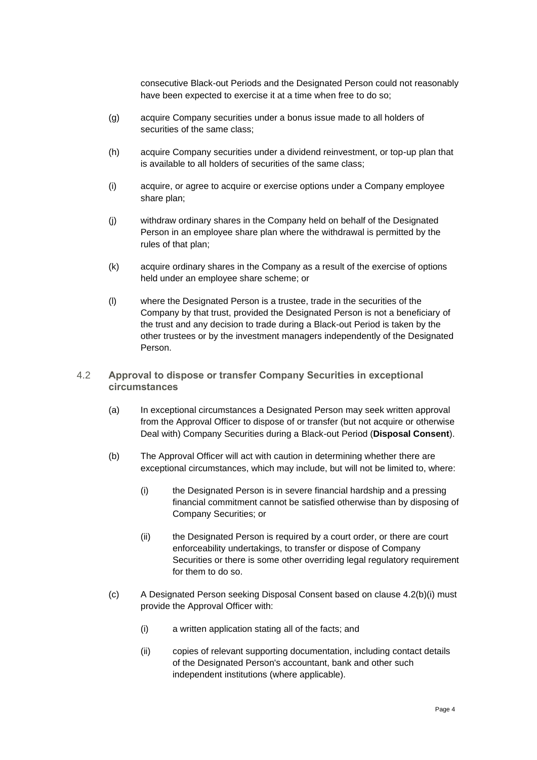consecutive Black-out Periods and the Designated Person could not reasonably have been expected to exercise it at a time when free to do so;

(g) acquire Company securities under a bonus issue made to all holders of securities of the same class;

(h) acquire Company securities under a dividend reinvestment, or top-up plan that is available to all holders of securities of the same class;

(i) acquire, or agree to acquire or exercise options under a Company employee share plan;

(j) withdraw ordinary shares in the Company held on behalf of the Designated Person in an employee share plan where the withdrawal is permitted by the rules of that plan;

(k) acquire ordinary shares in the Company as a result of the exercise of options held under an employee share scheme; or

(l) where the Designated Person is a trustee, trade in the securities of the Company by that trust, provided the Designated Person is not a beneficiary of the trust and any decision to trade during a Black-out Period is taken by the other trustees or by the investment managers independently of the Designated Person.

### 4.2 Approval to dispose or transfer Company Securities in exceptional circumstances

(a) In exceptional circumstances a Designated Person may seek written approval from the Approval Officer to dispose of or transfer (but not acquire or otherwise Deal with) Company Securities during a Black-out Period (**Disposal Consent**).

(b) The Approval Officer will act with caution in determining whether there are exceptional circumstances, which may include, but will not be limited to, where:

(i) the Designated Person is in severe financial hardship and a pressing financial commitment cannot be satisfied otherwise than by disposing of Company Securities; or

(ii) the Designated Person is required by a court order, or there are court enforceability undertakings, to transfer or dispose of Company Securities or there is some other overriding legal regulatory requirement for them to do so.

(c) A Designated Person seeking Disposal Consent based on clause 4.2(b)(i) must provide the Approval Officer with:

(i) a written application stating all of the facts; and

(ii) copies of relevant supporting documentation, including contact details of the Designated Person's accountant, bank and other such independent institutions (where applicable).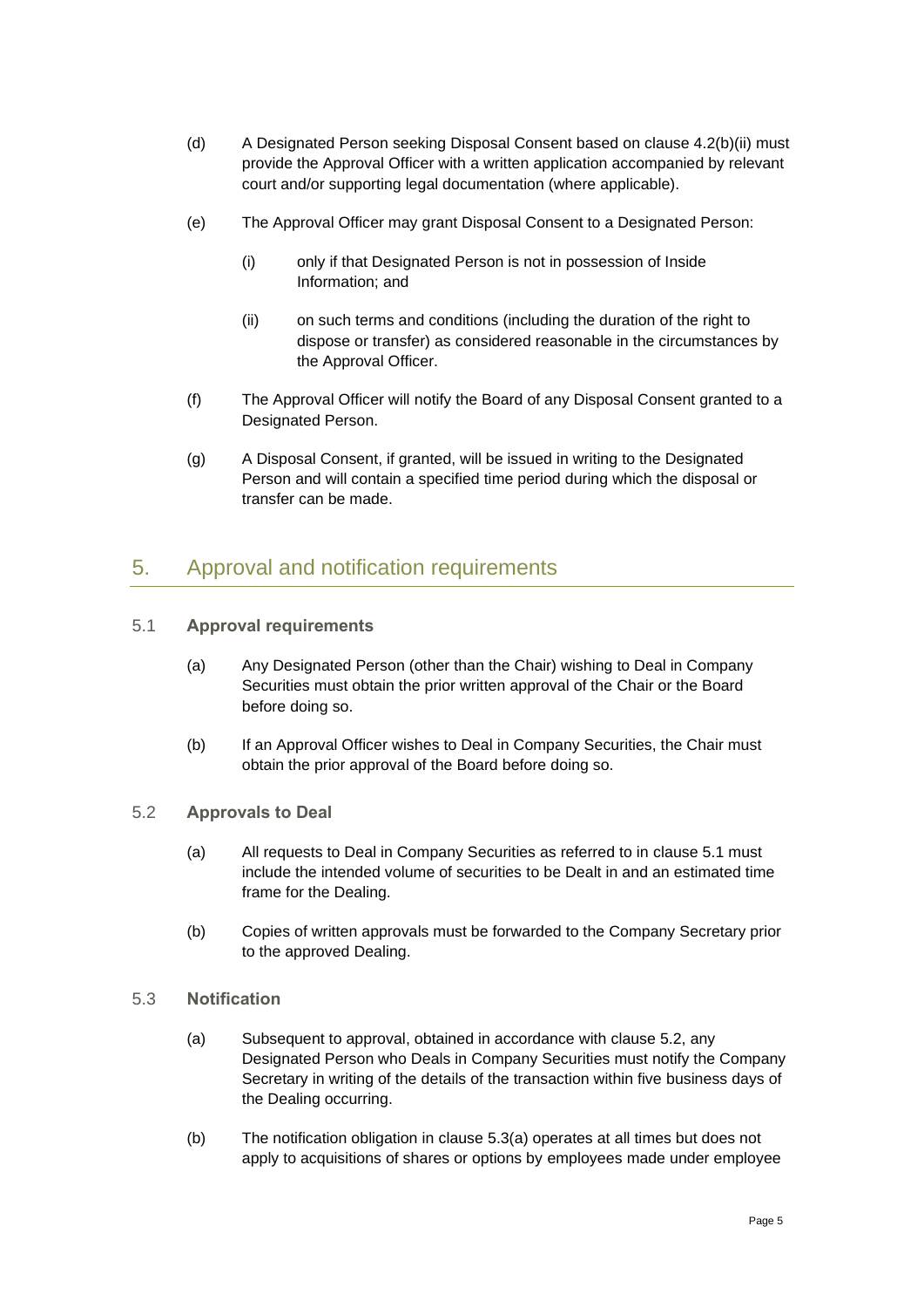(d) A Designated Person seeking Disposal Consent based on clause 4.2(b)(ii) must provide the Approval Officer with a written application accompanied by relevant court and/or supporting legal documentation (where applicable).

(e) The Approval Officer may grant Disposal Consent to a Designated Person:

  (i) only if that Designated Person is not in possession of Inside Information; and

  (ii) on such terms and conditions (including the duration of the right to dispose or transfer) as considered reasonable in the circumstances by the Approval Officer.

(f) The Approval Officer will notify the Board of any Disposal Consent granted to a Designated Person.

(g) A Disposal Consent, if granted, will be issued in writing to the Designated Person and will contain a specified time period during which the disposal or transfer can be made.

## 5. Approval and notification requirements

### 5.1 Approval requirements

(a) Any Designated Person (other than the Chair) wishing to Deal in Company Securities must obtain the prior written approval of the Chair or the Board before doing so.

(b) If an Approval Officer wishes to Deal in Company Securities, the Chair must obtain the prior approval of the Board before doing so.

### 5.2 Approvals to Deal

(a) All requests to Deal in Company Securities as referred to in clause 5.1 must include the intended volume of securities to be Dealt in and an estimated time frame for the Dealing.

(b) Copies of written approvals must be forwarded to the Company Secretary prior to the approved Dealing.

### 5.3 Notification

(a) Subsequent to approval, obtained in accordance with clause 5.2, any Designated Person who Deals in Company Securities must notify the Company Secretary in writing of the details of the transaction within five business days of the Dealing occurring.

(b) The notification obligation in clause 5.3(a) operates at all times but does not apply to acquisitions of shares or options by employees made under employee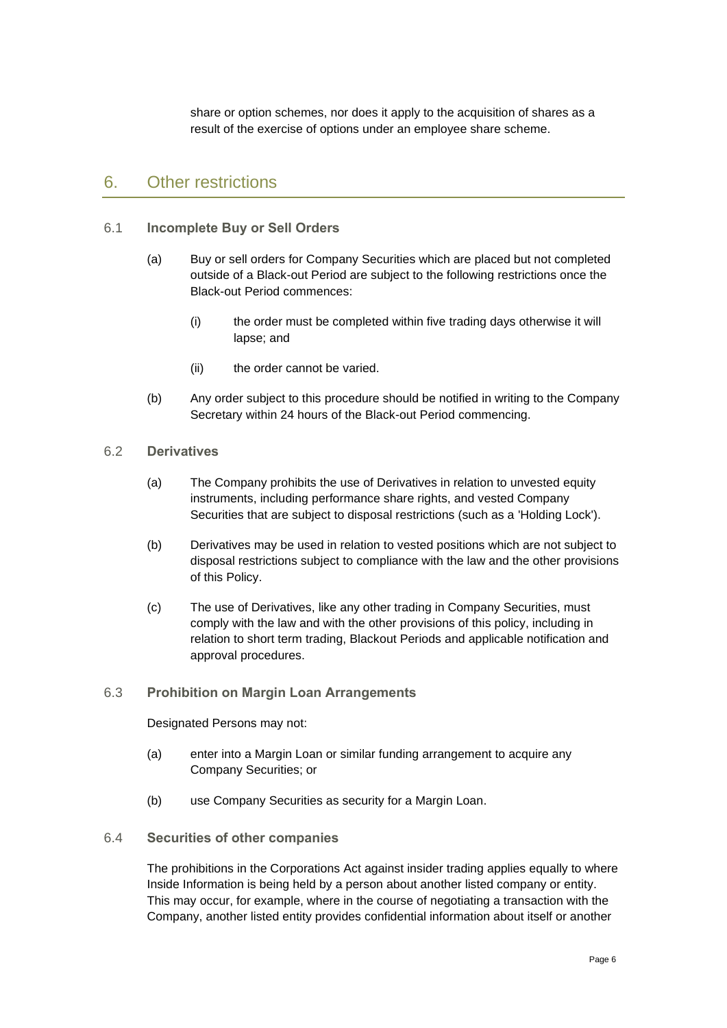share or option schemes, nor does it apply to the acquisition of shares as a result of the exercise of options under an employee share scheme.

## 6. Other restrictions

### 6.1 Incomplete Buy or Sell Orders

(a) Buy or sell orders for Company Securities which are placed but not completed outside of a Black-out Period are subject to the following restrictions once the Black-out Period commences:

  (i) the order must be completed within five trading days otherwise it will lapse; and

  (ii) the order cannot be varied.

(b) Any order subject to this procedure should be notified in writing to the Company Secretary within 24 hours of the Black-out Period commencing.

### 6.2 Derivatives

(a) The Company prohibits the use of Derivatives in relation to unvested equity instruments, including performance share rights, and vested Company Securities that are subject to disposal restrictions (such as a 'Holding Lock').

(b) Derivatives may be used in relation to vested positions which are not subject to disposal restrictions subject to compliance with the law and the other provisions of this Policy.

(c) The use of Derivatives, like any other trading in Company Securities, must comply with the law and with the other provisions of this policy, including in relation to short term trading, Blackout Periods and applicable notification and approval procedures.

### 6.3 Prohibition on Margin Loan Arrangements

Designated Persons may not:

(a) enter into a Margin Loan or similar funding arrangement to acquire any Company Securities; or

(b) use Company Securities as security for a Margin Loan.

### 6.4 Securities of other companies

The prohibitions in the Corporations Act against insider trading applies equally to where Inside Information is being held by a person about another listed company or entity. This may occur, for example, where in the course of negotiating a transaction with the Company, another listed entity provides confidential information about itself or another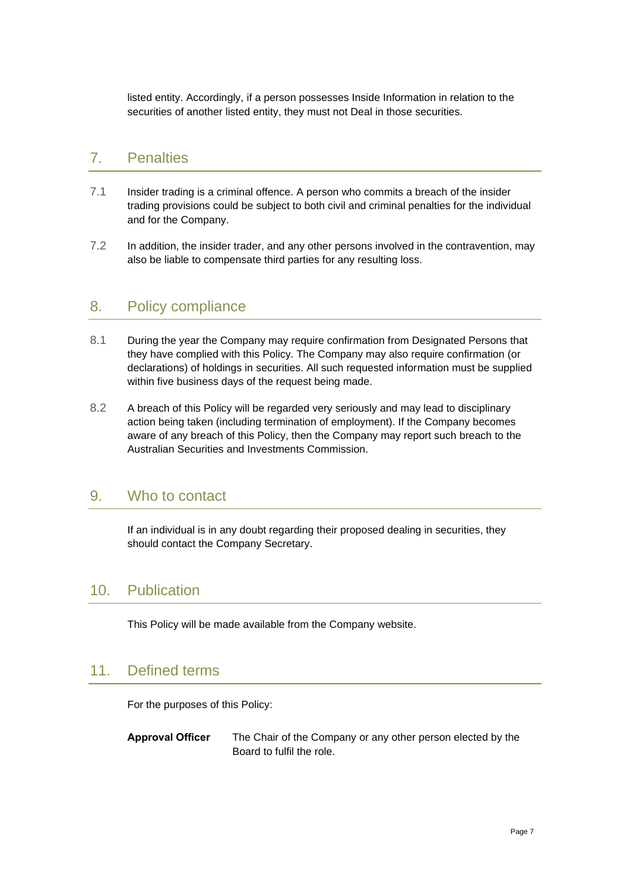listed entity. Accordingly, if a person possesses Inside Information in relation to the securities of another listed entity, they must not Deal in those securities.

## 7. Penalties

7.1 Insider trading is a criminal offence. A person who commits a breach of the insider trading provisions could be subject to both civil and criminal penalties for the individual and for the Company.

7.2 In addition, the insider trader, and any other persons involved in the contravention, may also be liable to compensate third parties for any resulting loss.

## 8. Policy compliance

8.1 During the year the Company may require confirmation from Designated Persons that they have complied with this Policy. The Company may also require confirmation (or declarations) of holdings in securities. All such requested information must be supplied within five business days of the request being made.

8.2 A breach of this Policy will be regarded very seriously and may lead to disciplinary action being taken (including termination of employment). If the Company becomes aware of any breach of this Policy, then the Company may report such breach to the Australian Securities and Investments Commission.

## 9. Who to contact

If an individual is in any doubt regarding their proposed dealing in securities, they should contact the Company Secretary.

## 10. Publication

This Policy will be made available from the Company website.

## 11. Defined terms

For the purposes of this Policy:

**Approval Officer** The Chair of the Company or any other person elected by the Board to fulfil the role.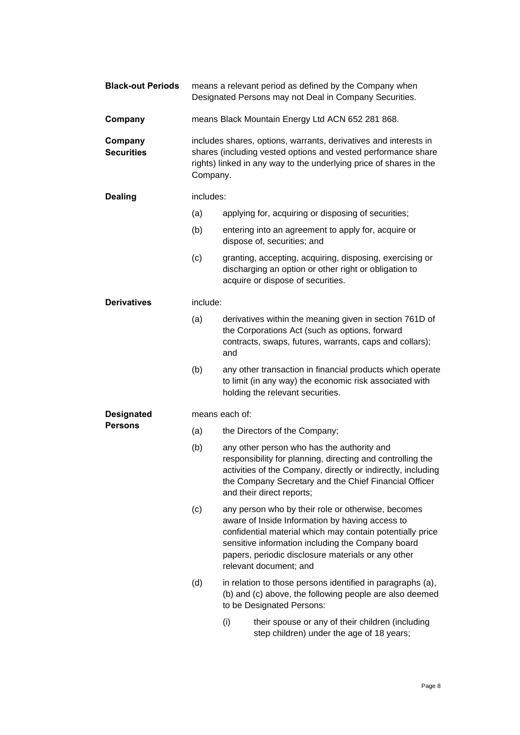**Black-out Periods** means a relevant period as defined by the Company when Designated Persons may not Deal in Company Securities.

**Company** means Black Mountain Energy Ltd ACN 652 281 868.

**Company Securities** includes shares, options, warrants, derivatives and interests in shares (including vested options and vested performance share rights) linked in any way to the underlying price of shares in the Company.

**Dealing** includes:

(a) applying for, acquiring or disposing of securities;

(b) entering into an agreement to apply for, acquire or dispose of, securities; and

(c) granting, accepting, acquiring, disposing, exercising or discharging an option or other right or obligation to acquire or dispose of securities.

**Derivatives** include:

(a) derivatives within the meaning given in section 761D of the Corporations Act (such as options, forward contracts, swaps, futures, warrants, caps and collars); and

(b) any other transaction in financial products which operate to limit (in any way) the economic risk associated with holding the relevant securities.

**Designated Persons** means each of:

(a) the Directors of the Company;

(b) any other person who has the authority and responsibility for planning, directing and controlling the activities of the Company, directly or indirectly, including the Company Secretary and the Chief Financial Officer and their direct reports;

(c) any person who by their role or otherwise, becomes aware of Inside Information by having access to confidential material which may contain potentially price sensitive information including the Company board papers, periodic disclosure materials or any other relevant document; and

(d) in relation to those persons identified in paragraphs (a), (b) and (c) above, the following people are also deemed to be Designated Persons:

   (i) their spouse or any of their children (including step children) under the age of 18 years;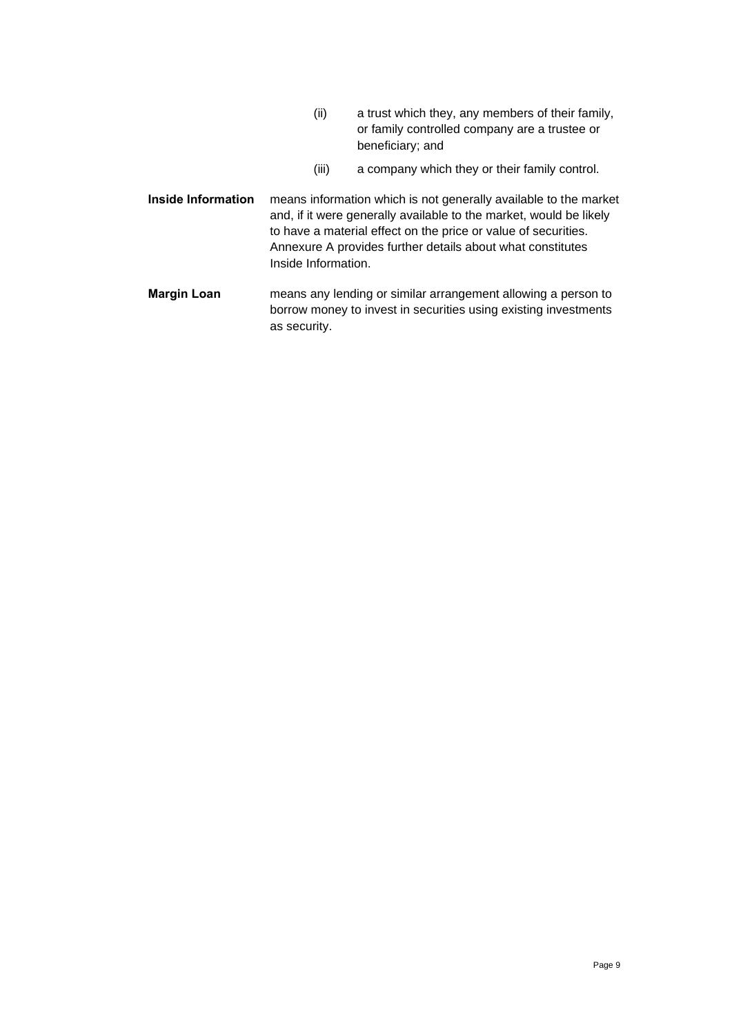(ii) a trust which they, any members of their family, or family controlled company are a trustee or beneficiary; and

(iii) a company which they or their family control.

| | |
|---|---|
| **Inside Information** | means information which is not generally available to the market and, if it were generally available to the market, would be likely to have a material effect on the price or value of securities. Annexure A provides further details about what constitutes Inside Information. |
| **Margin Loan** | means any lending or similar arrangement allowing a person to borrow money to invest in securities using existing investments as security. |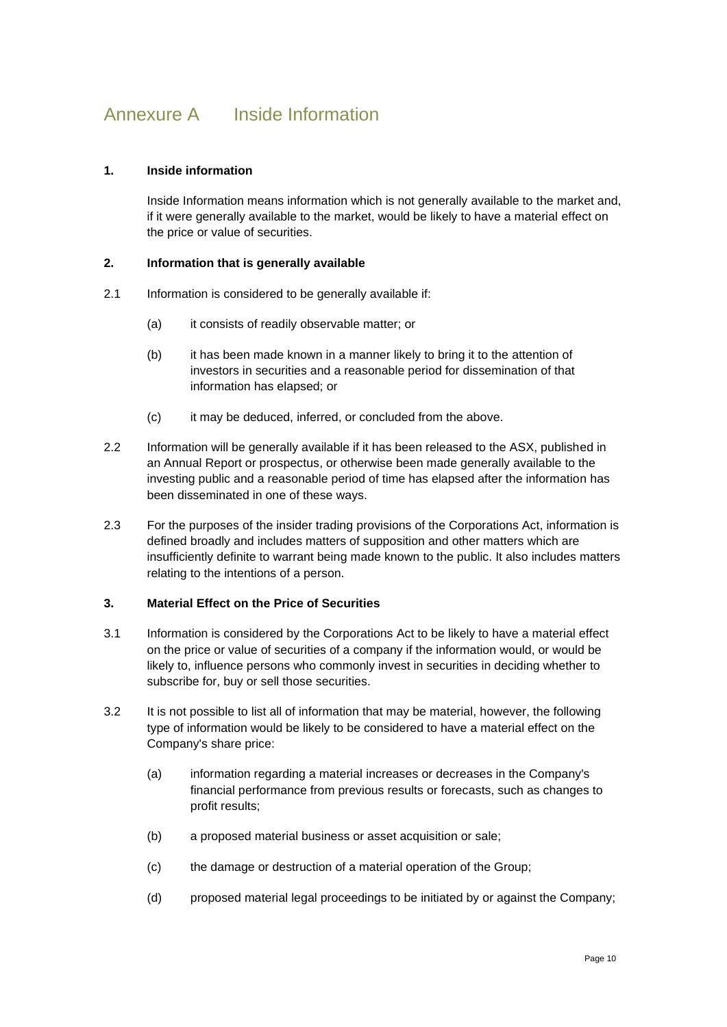# Annexure A Inside Information

## 1. Inside information

Inside Information means information which is not generally available to the market and, if it were generally available to the market, would be likely to have a material effect on the price or value of securities.

## 2. Information that is generally available

2.1 Information is considered to be generally available if:

(a) it consists of readily observable matter; or

(b) it has been made known in a manner likely to bring it to the attention of investors in securities and a reasonable period for dissemination of that information has elapsed; or

(c) it may be deduced, inferred, or concluded from the above.

2.2 Information will be generally available if it has been released to the ASX, published in an Annual Report or prospectus, or otherwise been made generally available to the investing public and a reasonable period of time has elapsed after the information has been disseminated in one of these ways.

2.3 For the purposes of the insider trading provisions of the Corporations Act, information is defined broadly and includes matters of supposition and other matters which are insufficiently definite to warrant being made known to the public. It also includes matters relating to the intentions of a person.

## 3. Material Effect on the Price of Securities

3.1 Information is considered by the Corporations Act to be likely to have a material effect on the price or value of securities of a company if the information would, or would be likely to, influence persons who commonly invest in securities in deciding whether to subscribe for, buy or sell those securities.

3.2 It is not possible to list all of information that may be material, however, the following type of information would be likely to be considered to have a material effect on the Company's share price:

(a) information regarding a material increases or decreases in the Company's financial performance from previous results or forecasts, such as changes to profit results;

(b) a proposed material business or asset acquisition or sale;

(c) the damage or destruction of a material operation of the Group;

(d) proposed material legal proceedings to be initiated by or against the Company;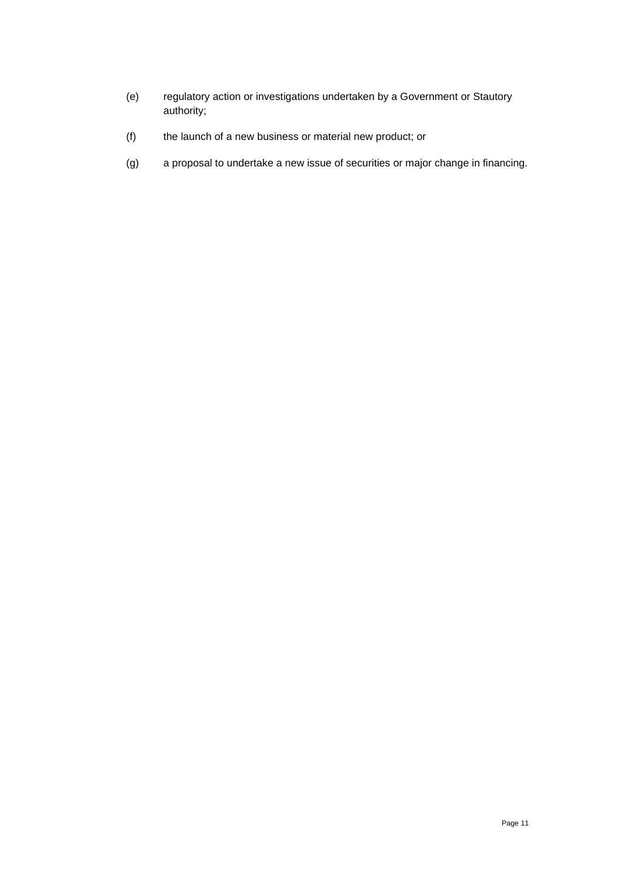(e) regulatory action or investigations undertaken by a Government or Stautory authority;

(f) the launch of a new business or material new product; or

(g) a proposal to undertake a new issue of securities or major change in financing.